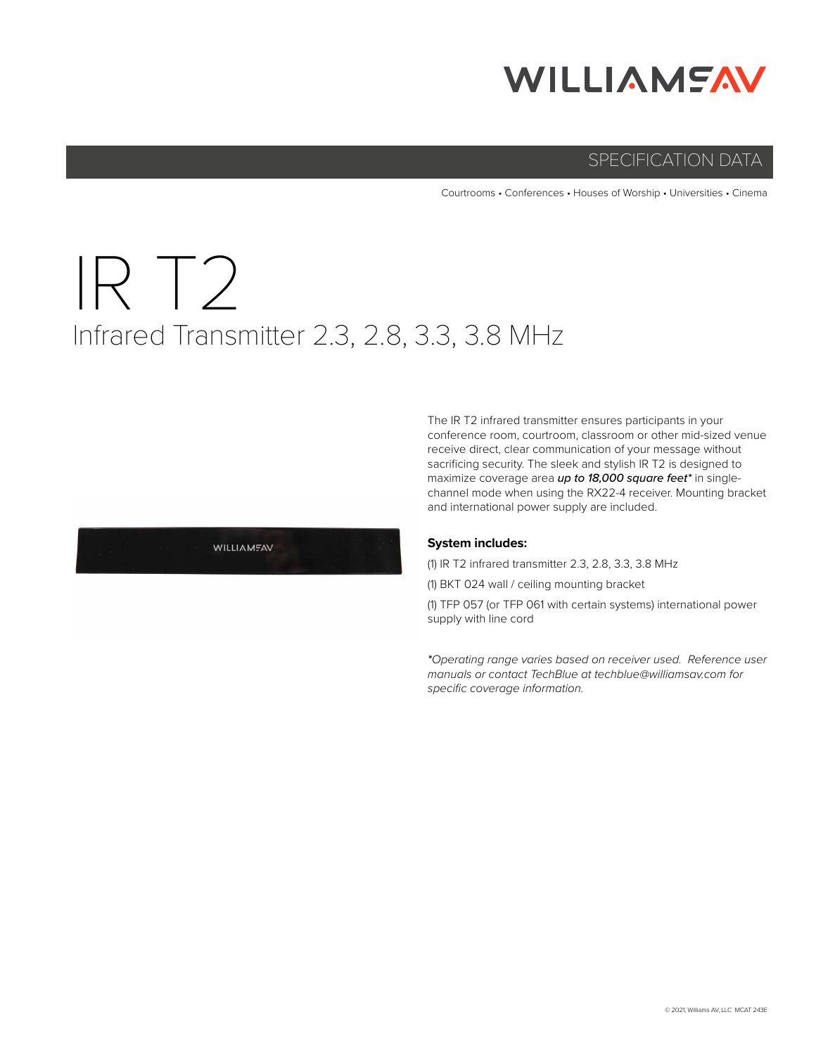WILLIAMS AV

SPECIFICATION DATA

Courtrooms • Conferences • Houses of Worship • Universities • Cinema

# IR T2

## Infrared Transmitter 2.3, 2.8, 3.3, 3.8 MHz

The IR T2 infrared transmitter ensures participants in your conference room, courtroom, classroom or other mid-sized venue receive direct, clear communication of your message without sacrificing security. The sleek and stylish IR T2 is designed to maximize coverage area ***up to 18,000 square feet**** in single-channel mode when using the RX22-4 receiver. Mounting bracket and international power supply are included.

**System includes:**

(1) IR T2 infrared transmitter 2.3, 2.8, 3.3, 3.8 MHz

(1) BKT 024 wall / ceiling mounting bracket

(1) TFP 057 (or TFP 061 with certain systems) international power supply with line cord

*\*Operating range varies based on receiver used. Reference user manuals or contact TechBlue at techblue@williamsav.com for specific coverage information.*

© 2021, Williams AV, LLC MCAT 243E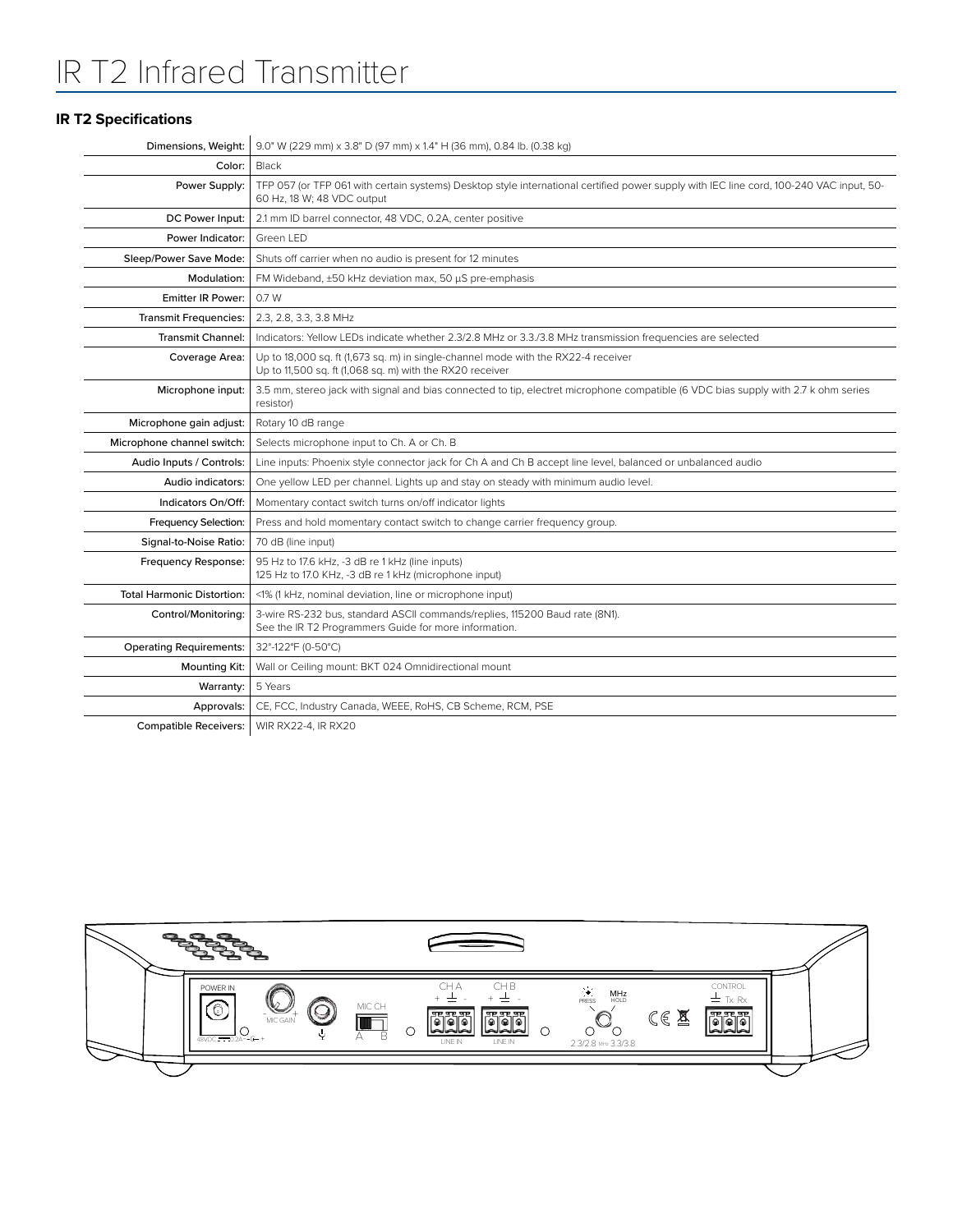# IR T2 Infrared Transmitter

## IR T2 Specifications

| | |
|---|---|
| Dimensions, Weight: | 9.0" W (229 mm) x 3.8" D (97 mm) x 1.4" H (36 mm), 0.84 lb. (0.38 kg) |
| Color: | Black |
| Power Supply: | TFP 057 (or TFP 061 with certain systems) Desktop style international certified power supply with IEC line cord, 100-240 VAC input, 50-60 Hz, 18 W; 48 VDC output |
| DC Power Input: | 2.1 mm ID barrel connector, 48 VDC, 0.2A, center positive |
| Power Indicator: | Green LED |
| Sleep/Power Save Mode: | Shuts off carrier when no audio is present for 12 minutes |
| Modulation: | FM Wideband, ±50 kHz deviation max, 50 µS pre-emphasis |
| Emitter IR Power: | 0.7 W |
| Transmit Frequencies: | 2.3, 2.8, 3.3, 3.8 MHz |
| Transmit Channel: | Indicators: Yellow LEDs indicate whether 2.3/2.8 MHz or 3.3./3.8 MHz transmission frequencies are selected |
| Coverage Area: | Up to 18,000 sq. ft (1,673 sq. m) in single-channel mode with the RX22-4 receiver<br>Up to 11,500 sq. ft (1,068 sq. m) with the RX20 receiver |
| Microphone input: | 3.5 mm, stereo jack with signal and bias connected to tip, electret microphone compatible (6 VDC bias supply with 2.7 k ohm series resistor) |
| Microphone gain adjust: | Rotary 10 dB range |
| Microphone channel switch: | Selects microphone input to Ch. A or Ch. B |
| Audio Inputs / Controls: | Line inputs: Phoenix style connector jack for Ch A and Ch B accept line level, balanced or unbalanced audio |
| Audio indicators: | One yellow LED per channel. Lights up and stay on steady with minimum audio level. |
| Indicators On/Off: | Momentary contact switch turns on/off indicator lights |
| Frequency Selection: | Press and hold momentary contact switch to change carrier frequency group. |
| Signal-to-Noise Ratio: | 70 dB (line input) |
| Frequency Response: | 95 Hz to 17.6 kHz, -3 dB re 1 kHz (line inputs)<br>125 Hz to 17.0 KHz, -3 dB re 1 kHz (microphone input) |
| Total Harmonic Distortion: | <1% (1 kHz, nominal deviation, line or microphone input) |
| Control/Monitoring: | 3-wire RS-232 bus, standard ASCII commands/replies, 115200 Baud rate (8N1).<br>See the IR T2 Programmers Guide for more information. |
| Operating Requirements: | 32°-122°F (0-50°C) |
| Mounting Kit: | Wall or Ceiling mount: BKT 024 Omnidirectional mount |
| Warranty: | 5 Years |
| Approvals: | CE, FCC, Industry Canada, WEEE, RoHS, CB Scheme, RCM, PSE |
| Compatible Receivers: | WIR RX22-4, IR RX20 |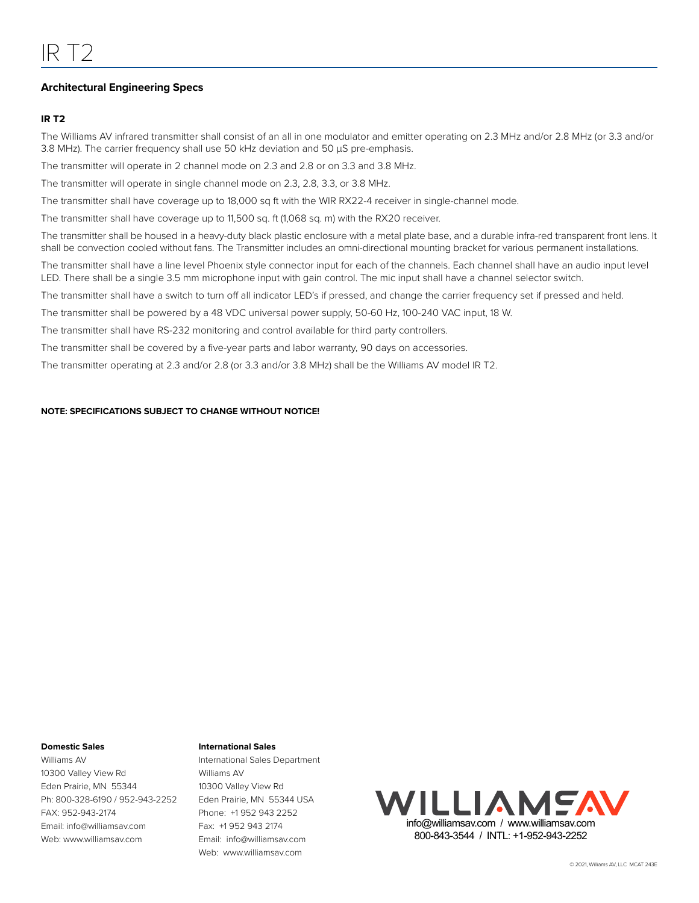# IR T2

## Architectural Engineering Specs

### IR T2

The Williams AV infrared transmitter shall consist of an all in one modulator and emitter operating on 2.3 MHz and/or 2.8 MHz (or 3.3 and/or 3.8 MHz). The carrier frequency shall use 50 kHz deviation and 50 µS pre-emphasis.

The transmitter will operate in 2 channel mode on 2.3 and 2.8 or on 3.3 and 3.8 MHz.

The transmitter will operate in single channel mode on 2.3, 2.8, 3.3, or 3.8 MHz.

The transmitter shall have coverage up to 18,000 sq ft with the WIR RX22-4 receiver in single-channel mode.

The transmitter shall have coverage up to 11,500 sq. ft (1,068 sq. m) with the RX20 receiver.

The transmitter shall be housed in a heavy-duty black plastic enclosure with a metal plate base, and a durable infra-red transparent front lens. It shall be convection cooled without fans. The Transmitter includes an omni-directional mounting bracket for various permanent installations.

The transmitter shall have a line level Phoenix style connector input for each of the channels. Each channel shall have an audio input level LED. There shall be a single 3.5 mm microphone input with gain control. The mic input shall have a channel selector switch.

The transmitter shall have a switch to turn off all indicator LED's if pressed, and change the carrier frequency set if pressed and held.

The transmitter shall be powered by a 48 VDC universal power supply, 50-60 Hz, 100-240 VAC input, 18 W.

The transmitter shall have RS-232 monitoring and control available for third party controllers.

The transmitter shall be covered by a five-year parts and labor warranty, 90 days on accessories.

The transmitter operating at 2.3 and/or 2.8 (or 3.3 and/or 3.8 MHz) shall be the Williams AV model IR T2.

**NOTE: SPECIFICATIONS SUBJECT TO CHANGE WITHOUT NOTICE!**

**Domestic Sales**
Williams AV
10300 Valley View Rd
Eden Prairie, MN 55344
Ph: 800-328-6190 / 952-943-2252
FAX: 952-943-2174
Email: info@williamsav.com
Web: www.williamsav.com

**International Sales**
International Sales Department
Williams AV
10300 Valley View Rd
Eden Prairie, MN 55344 USA
Phone: +1 952 943 2252
Fax: +1 952 943 2174
Email: info@williamsav.com
Web: www.williamsav.com

WILLIAMS AV
info@williamsav.com / www.williamsav.com
800-843-3544 / INTL: +1-952-943-2252

© 2021, Williams AV, LLC MCAT 243E